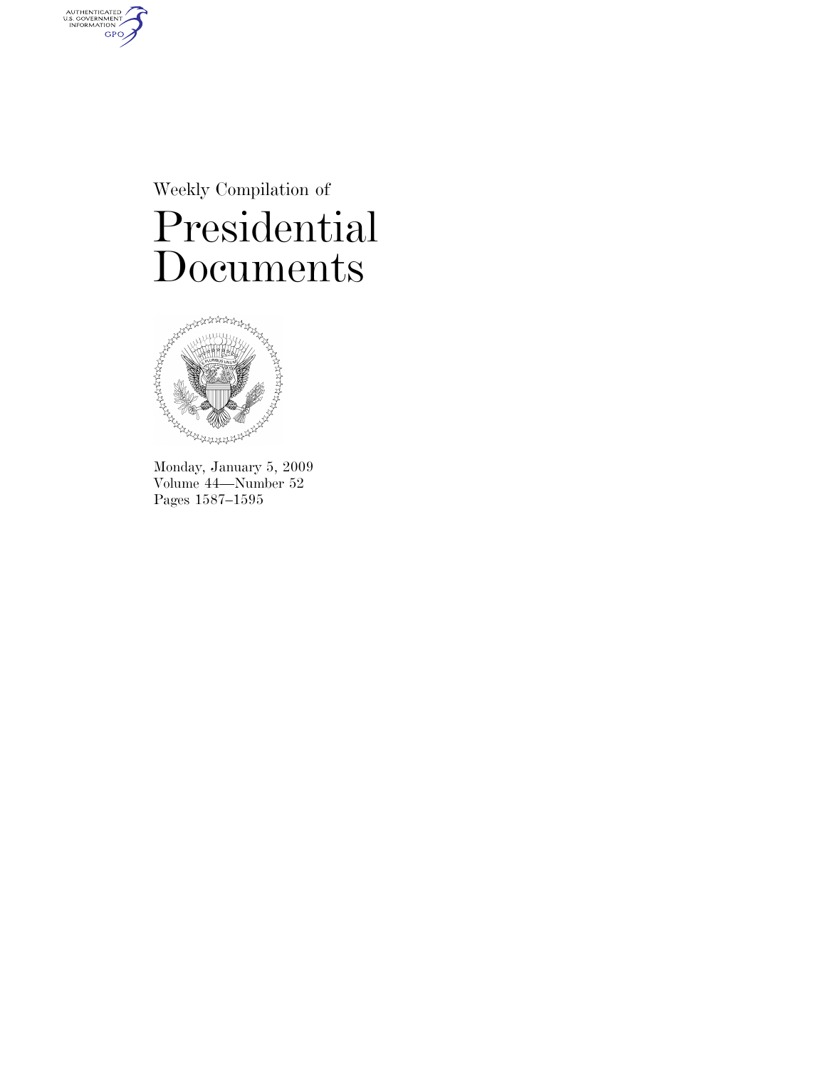Weekly Compilation of

# Presidential Documents

Monday, January 5, 2009
Volume 44—Number 52
Pages 1587–1595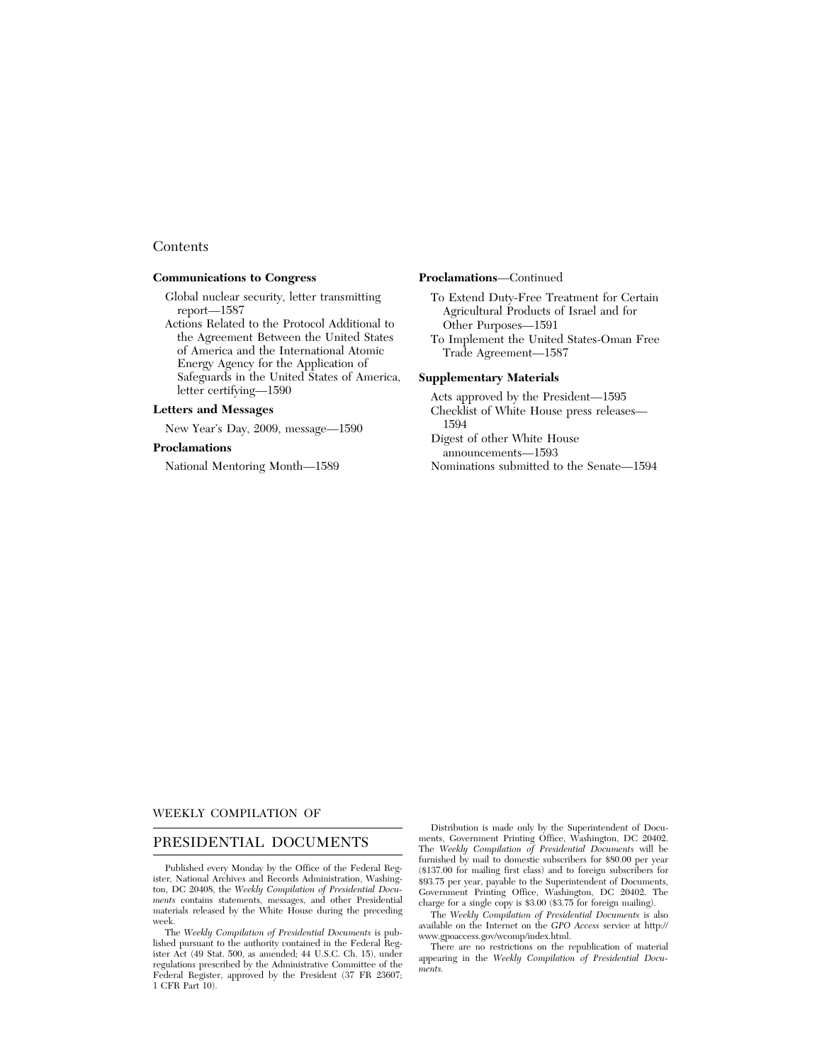# Contents

### Communications to Congress

Global nuclear security, letter transmitting report—1587

Actions Related to the Protocol Additional to the Agreement Between the United States of America and the International Atomic Energy Agency for the Application of Safeguards in the United States of America, letter certifying—1590

### Letters and Messages

New Year's Day, 2009, message—1590

### Proclamations

National Mentoring Month—1589

To Extend Duty-Free Treatment for Certain Agricultural Products of Israel and for Other Purposes—1591

To Implement the United States-Oman Free Trade Agreement—1587

### Supplementary Materials

Acts approved by the President—1595

Checklist of White House press releases—1594

Digest of other White House announcements—1593

Nominations submitted to the Senate—1594

---

WEEKLY COMPILATION OF

## PRESIDENTIAL DOCUMENTS

Published every Monday by the Office of the Federal Register, National Archives and Records Administration, Washington, DC 20408, the *Weekly Compilation of Presidential Documents* contains statements, messages, and other Presidential materials released by the White House during the preceding week.

The *Weekly Compilation of Presidential Documents* is published pursuant to the authority contained in the Federal Register Act (49 Stat. 500, as amended; 44 U.S.C. Ch. 15), under regulations prescribed by the Administrative Committee of the Federal Register, approved by the President (37 FR 23607; 1 CFR Part 10).

Distribution is made only by the Superintendent of Documents, Government Printing Office, Washington, DC 20402. The *Weekly Compilation of Presidential Documents* will be furnished by mail to domestic subscribers for $80.00 per year ($137.00 for mailing first class) and to foreign subscribers for $93.75 per year, payable to the Superintendent of Documents, Government Printing Office, Washington, DC 20402. The charge for a single copy is $3.00 ($3.75 for foreign mailing).

The *Weekly Compilation of Presidential Documents* is also available on the Internet on the *GPO Access* service at http://www.gpoaccess.gov/wcomp/index.html.

There are no restrictions on the republication of material appearing in the *Weekly Compilation of Presidential Documents.*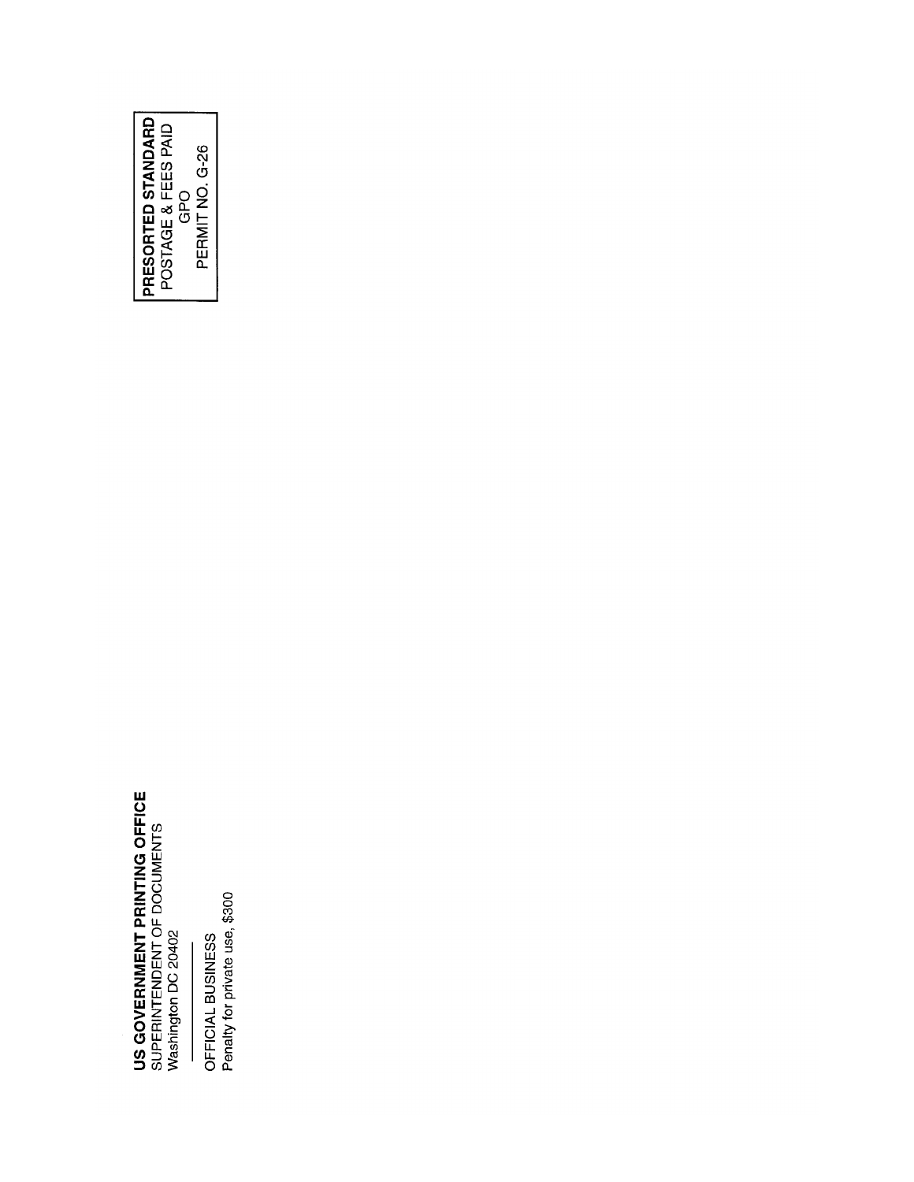**US GOVERNMENT PRINTING OFFICE**
SUPERINTENDENT OF DOCUMENTS
Washington DC 20402

---

OFFICIAL BUSINESS
Penalty for private use, $300

**PRESORTED STANDARD**
POSTAGE & FEES PAID
GPO
PERMIT NO. G-26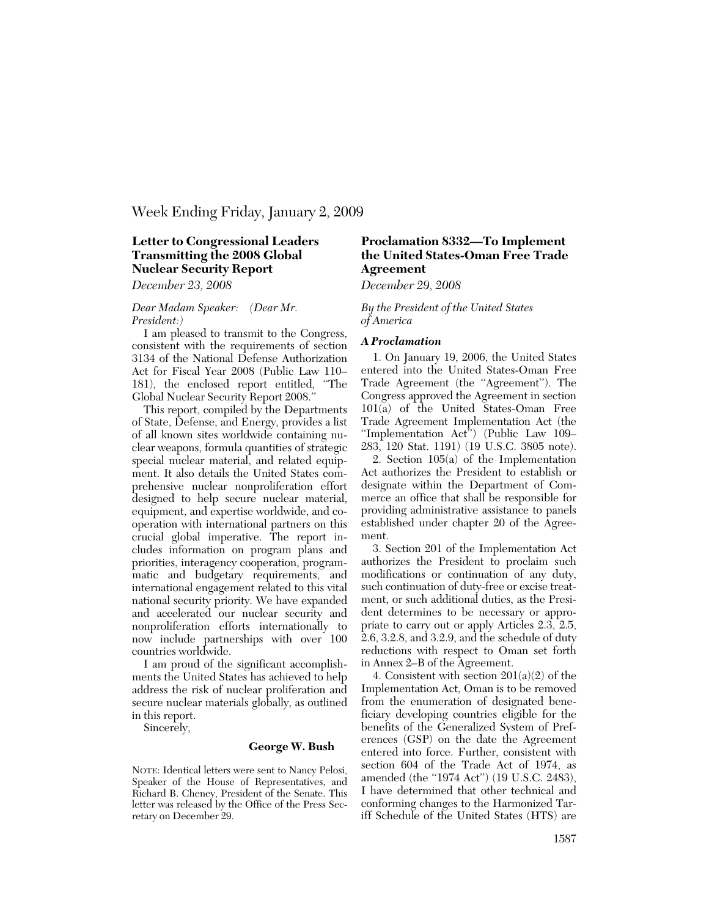# Week Ending Friday, January 2, 2009

## Letter to Congressional Leaders Transmitting the 2008 Global Nuclear Security Report

*December 23, 2008*

*Dear Madam Speaker: (Dear Mr. President:)*

I am pleased to transmit to the Congress, consistent with the requirements of section 3134 of the National Defense Authorization Act for Fiscal Year 2008 (Public Law 110–181), the enclosed report entitled, "The Global Nuclear Security Report 2008."

This report, compiled by the Departments of State, Defense, and Energy, provides a list of all known sites worldwide containing nuclear weapons, formula quantities of strategic special nuclear material, and related equipment. It also details the United States comprehensive nuclear nonproliferation effort designed to help secure nuclear material, equipment, and expertise worldwide, and cooperation with international partners on this crucial global imperative. The report includes information on program plans and priorities, interagency cooperation, programmatic and budgetary requirements, and international engagement related to this vital national security priority. We have expanded and accelerated our nuclear security and nonproliferation efforts internationally to now include partnerships with over 100 countries worldwide.

I am proud of the significant accomplishments the United States has achieved to help address the risk of nuclear proliferation and secure nuclear materials globally, as outlined in this report.

Sincerely,

**George W. Bush**

NOTE: Identical letters were sent to Nancy Pelosi, Speaker of the House of Representatives, and Richard B. Cheney, President of the Senate. This letter was released by the Office of the Press Secretary on December 29.

## Proclamation 8332—To Implement the United States-Oman Free Trade Agreement

*December 29, 2008*

*By the President of the United States of America*

***A Proclamation***

1. On January 19, 2006, the United States entered into the United States-Oman Free Trade Agreement (the "Agreement"). The Congress approved the Agreement in section 101(a) of the United States-Oman Free Trade Agreement Implementation Act (the "Implementation Act") (Public Law 109–283, 120 Stat. 1191) (19 U.S.C. 3805 note).

2. Section 105(a) of the Implementation Act authorizes the President to establish or designate within the Department of Commerce an office that shall be responsible for providing administrative assistance to panels established under chapter 20 of the Agreement.

3. Section 201 of the Implementation Act authorizes the President to proclaim such modifications or continuation of any duty, such continuation of duty-free or excise treatment, or such additional duties, as the President determines to be necessary or appropriate to carry out or apply Articles 2.3, 2.5, 2.6, 3.2.8, and 3.2.9, and the schedule of duty reductions with respect to Oman set forth in Annex 2–B of the Agreement.

4. Consistent with section 201(a)(2) of the Implementation Act, Oman is to be removed from the enumeration of designated beneficiary developing countries eligible for the benefits of the Generalized System of Preferences (GSP) on the date the Agreement entered into force. Further, consistent with section 604 of the Trade Act of 1974, as amended (the "1974 Act") (19 U.S.C. 2483), I have determined that other technical and conforming changes to the Harmonized Tariff Schedule of the United States (HTS) are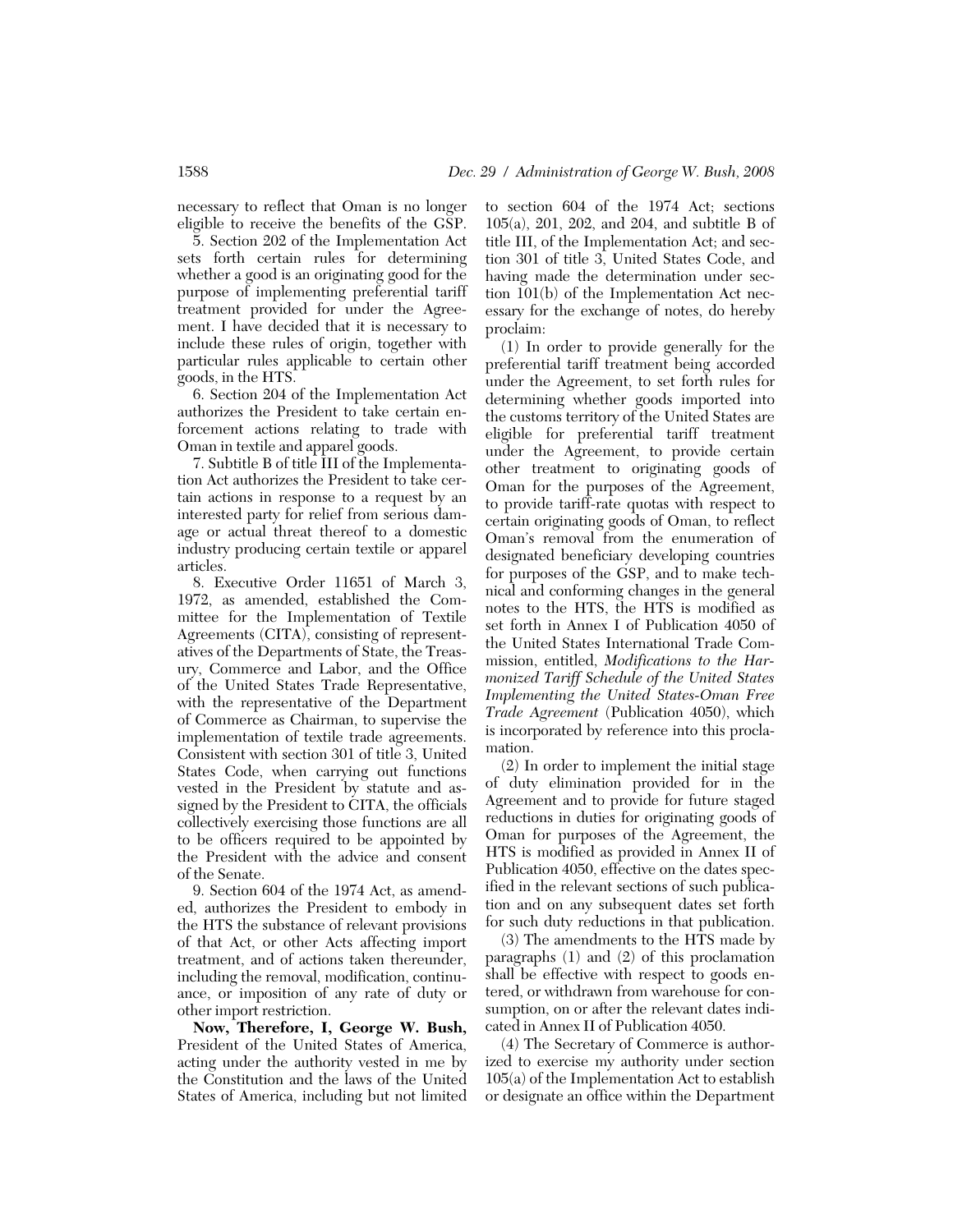necessary to reflect that Oman is no longer eligible to receive the benefits of the GSP.

5. Section 202 of the Implementation Act sets forth certain rules for determining whether a good is an originating good for the purpose of implementing preferential tariff treatment provided for under the Agreement. I have decided that it is necessary to include these rules of origin, together with particular rules applicable to certain other goods, in the HTS.

6. Section 204 of the Implementation Act authorizes the President to take certain enforcement actions relating to trade with Oman in textile and apparel goods.

7. Subtitle B of title III of the Implementation Act authorizes the President to take certain actions in response to a request by an interested party for relief from serious damage or actual threat thereof to a domestic industry producing certain textile or apparel articles.

8. Executive Order 11651 of March 3, 1972, as amended, established the Committee for the Implementation of Textile Agreements (CITA), consisting of representatives of the Departments of State, the Treasury, Commerce and Labor, and the Office of the United States Trade Representative, with the representative of the Department of Commerce as Chairman, to supervise the implementation of textile trade agreements. Consistent with section 301 of title 3, United States Code, when carrying out functions vested in the President by statute and assigned by the President to CITA, the officials collectively exercising those functions are all to be officers required to be appointed by the President with the advice and consent of the Senate.

9. Section 604 of the 1974 Act, as amended, authorizes the President to embody in the HTS the substance of relevant provisions of that Act, or other Acts affecting import treatment, and of actions taken thereunder, including the removal, modification, continuance, or imposition of any rate of duty or other import restriction.

**Now, Therefore, I, George W. Bush,** President of the United States of America, acting under the authority vested in me by the Constitution and the laws of the United States of America, including but not limited to section 604 of the 1974 Act; sections 105(a), 201, 202, and 204, and subtitle B of title III, of the Implementation Act; and section 301 of title 3, United States Code, and having made the determination under section 101(b) of the Implementation Act necessary for the exchange of notes, do hereby proclaim:

(1) In order to provide generally for the preferential tariff treatment being accorded under the Agreement, to set forth rules for determining whether goods imported into the customs territory of the United States are eligible for preferential tariff treatment under the Agreement, to provide certain other treatment to originating goods of Oman for the purposes of the Agreement, to provide tariff-rate quotas with respect to certain originating goods of Oman, to reflect Oman's removal from the enumeration of designated beneficiary developing countries for purposes of the GSP, and to make technical and conforming changes in the general notes to the HTS, the HTS is modified as set forth in Annex I of Publication 4050 of the United States International Trade Commission, entitled, *Modifications to the Harmonized Tariff Schedule of the United States Implementing the United States-Oman Free Trade Agreement* (Publication 4050), which is incorporated by reference into this proclamation.

(2) In order to implement the initial stage of duty elimination provided for in the Agreement and to provide for future staged reductions in duties for originating goods of Oman for purposes of the Agreement, the HTS is modified as provided in Annex II of Publication 4050, effective on the dates specified in the relevant sections of such publication and on any subsequent dates set forth for such duty reductions in that publication.

(3) The amendments to the HTS made by paragraphs (1) and (2) of this proclamation shall be effective with respect to goods entered, or withdrawn from warehouse for consumption, on or after the relevant dates indicated in Annex II of Publication 4050.

(4) The Secretary of Commerce is authorized to exercise my authority under section 105(a) of the Implementation Act to establish or designate an office within the Department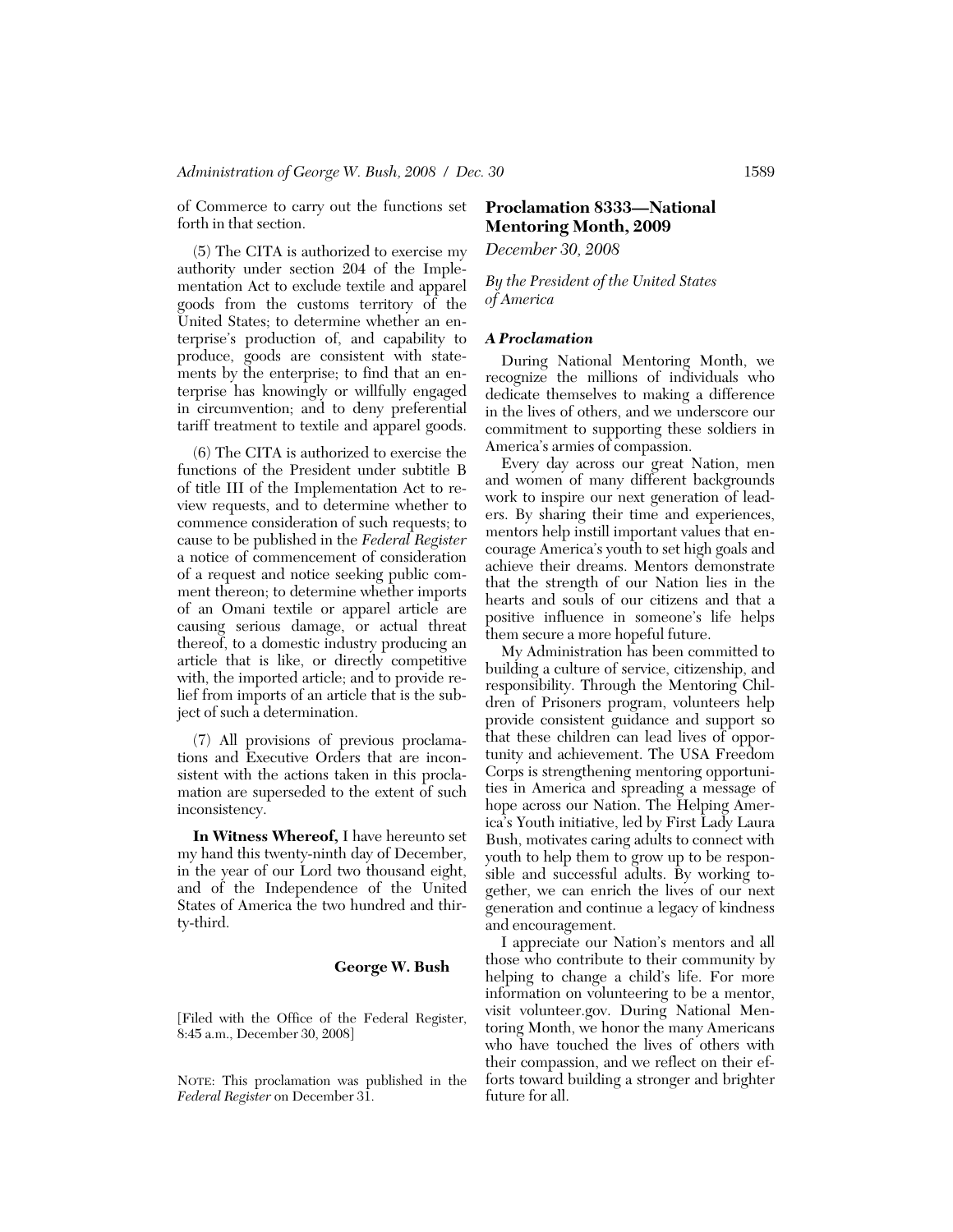of Commerce to carry out the functions set forth in that section.

(5) The CITA is authorized to exercise my authority under section 204 of the Implementation Act to exclude textile and apparel goods from the customs territory of the United States; to determine whether an enterprise's production of, and capability to produce, goods are consistent with statements by the enterprise; to find that an enterprise has knowingly or willfully engaged in circumvention; and to deny preferential tariff treatment to textile and apparel goods.

(6) The CITA is authorized to exercise the functions of the President under subtitle B of title III of the Implementation Act to review requests, and to determine whether to commence consideration of such requests; to cause to be published in the *Federal Register* a notice of commencement of consideration of a request and notice seeking public comment thereon; to determine whether imports of an Omani textile or apparel article are causing serious damage, or actual threat thereof, to a domestic industry producing an article that is like, or directly competitive with, the imported article; and to provide relief from imports of an article that is the subject of such a determination.

(7) All provisions of previous proclamations and Executive Orders that are inconsistent with the actions taken in this proclamation are superseded to the extent of such inconsistency.

**In Witness Whereof,** I have hereunto set my hand this twenty-ninth day of December, in the year of our Lord two thousand eight, and of the Independence of the United States of America the two hundred and thirty-third.

**George W. Bush**

[Filed with the Office of the Federal Register, 8:45 a.m., December 30, 2008]

NOTE: This proclamation was published in the *Federal Register* on December 31.

## Proclamation 8333—National Mentoring Month, 2009

*December 30, 2008*

*By the President of the United States of America*

### *A Proclamation*

During National Mentoring Month, we recognize the millions of individuals who dedicate themselves to making a difference in the lives of others, and we underscore our commitment to supporting these soldiers in America's armies of compassion.

Every day across our great Nation, men and women of many different backgrounds work to inspire our next generation of leaders. By sharing their time and experiences, mentors help instill important values that encourage America's youth to set high goals and achieve their dreams. Mentors demonstrate that the strength of our Nation lies in the hearts and souls of our citizens and that a positive influence in someone's life helps them secure a more hopeful future.

My Administration has been committed to building a culture of service, citizenship, and responsibility. Through the Mentoring Children of Prisoners program, volunteers help provide consistent guidance and support so that these children can lead lives of opportunity and achievement. The USA Freedom Corps is strengthening mentoring opportunities in America and spreading a message of hope across our Nation. The Helping America's Youth initiative, led by First Lady Laura Bush, motivates caring adults to connect with youth to help them to grow up to be responsible and successful adults. By working together, we can enrich the lives of our next generation and continue a legacy of kindness and encouragement.

I appreciate our Nation's mentors and all those who contribute to their community by helping to change a child's life. For more information on volunteering to be a mentor, visit volunteer.gov. During National Mentoring Month, we honor the many Americans who have touched the lives of others with their compassion, and we reflect on their efforts toward building a stronger and brighter future for all.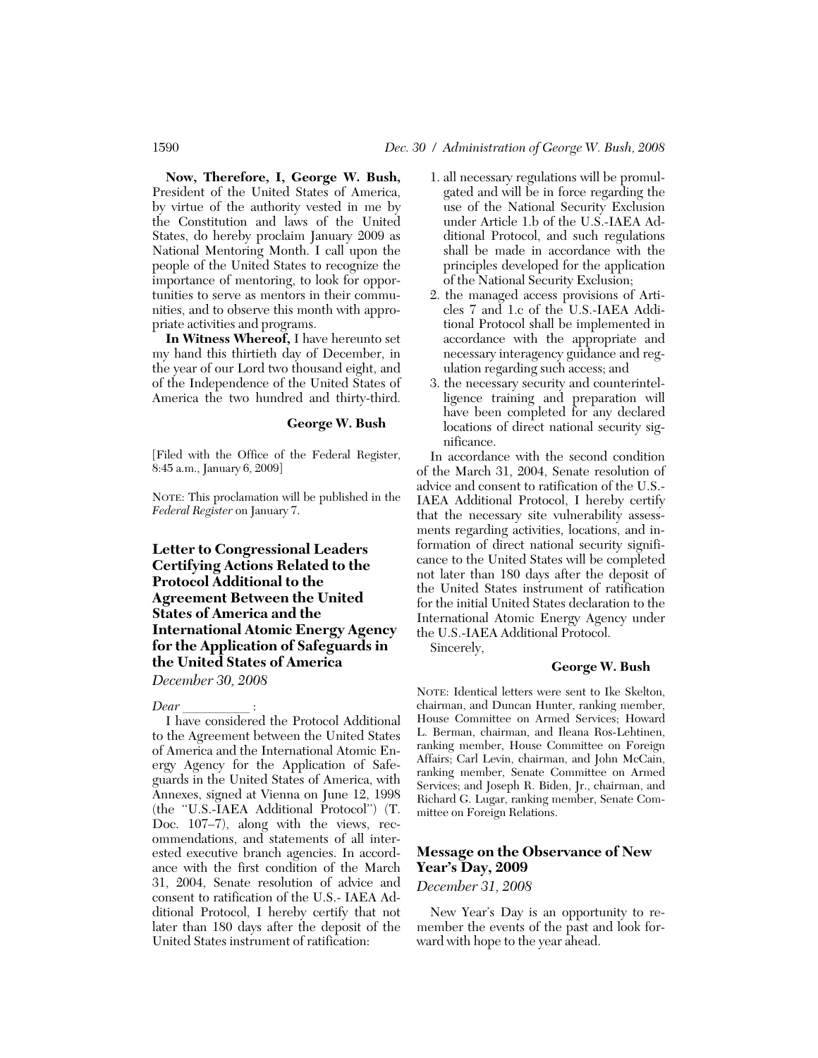**Now, Therefore, I, George W. Bush,** President of the United States of America, by virtue of the authority vested in me by the Constitution and laws of the United States, do hereby proclaim January 2009 as National Mentoring Month. I call upon the people of the United States to recognize the importance of mentoring, to look for opportunities to serve as mentors in their communities, and to observe this month with appropriate activities and programs.

**In Witness Whereof,** I have hereunto set my hand this thirtieth day of December, in the year of our Lord two thousand eight, and of the Independence of the United States of America the two hundred and thirty-third.

**George W. Bush**

[Filed with the Office of the Federal Register, 8:45 a.m., January 6, 2009]

NOTE: This proclamation will be published in the *Federal Register* on January 7.

## Letter to Congressional Leaders Certifying Actions Related to the Protocol Additional to the Agreement Between the United States of America and the International Atomic Energy Agency for the Application of Safeguards in the United States of America

*December 30, 2008*

*Dear* __________ :

I have considered the Protocol Additional to the Agreement between the United States of America and the International Atomic Energy Agency for the Application of Safeguards in the United States of America, with Annexes, signed at Vienna on June 12, 1998 (the "U.S.-IAEA Additional Protocol") (T. Doc. 107–7), along with the views, recommendations, and statements of all interested executive branch agencies. In accordance with the first condition of the March 31, 2004, Senate resolution of advice and consent to ratification of the U.S.- IAEA Additional Protocol, I hereby certify that not later than 180 days after the deposit of the United States instrument of ratification:

1. all necessary regulations will be promulgated and will be in force regarding the use of the National Security Exclusion under Article 1.b of the U.S.-IAEA Additional Protocol, and such regulations shall be made in accordance with the principles developed for the application of the National Security Exclusion;
2. the managed access provisions of Articles 7 and 1.c of the U.S.-IAEA Additional Protocol shall be implemented in accordance with the appropriate and necessary interagency guidance and regulation regarding such access; and
3. the necessary security and counterintelligence training and preparation will have been completed for any declared locations of direct national security significance.

In accordance with the second condition of the March 31, 2004, Senate resolution of advice and consent to ratification of the U.S.-IAEA Additional Protocol, I hereby certify that the necessary site vulnerability assessments regarding activities, locations, and information of direct national security significance to the United States will be completed not later than 180 days after the deposit of the United States instrument of ratification for the initial United States declaration to the International Atomic Energy Agency under the U.S.-IAEA Additional Protocol.

Sincerely,

**George W. Bush**

NOTE: Identical letters were sent to Ike Skelton, chairman, and Duncan Hunter, ranking member, House Committee on Armed Services; Howard L. Berman, chairman, and Ileana Ros-Lehtinen, ranking member, House Committee on Foreign Affairs; Carl Levin, chairman, and John McCain, ranking member, Senate Committee on Armed Services; and Joseph R. Biden, Jr., chairman, and Richard G. Lugar, ranking member, Senate Committee on Foreign Relations.

## Message on the Observance of New Year's Day, 2009

*December 31, 2008*

New Year's Day is an opportunity to remember the events of the past and look forward with hope to the year ahead.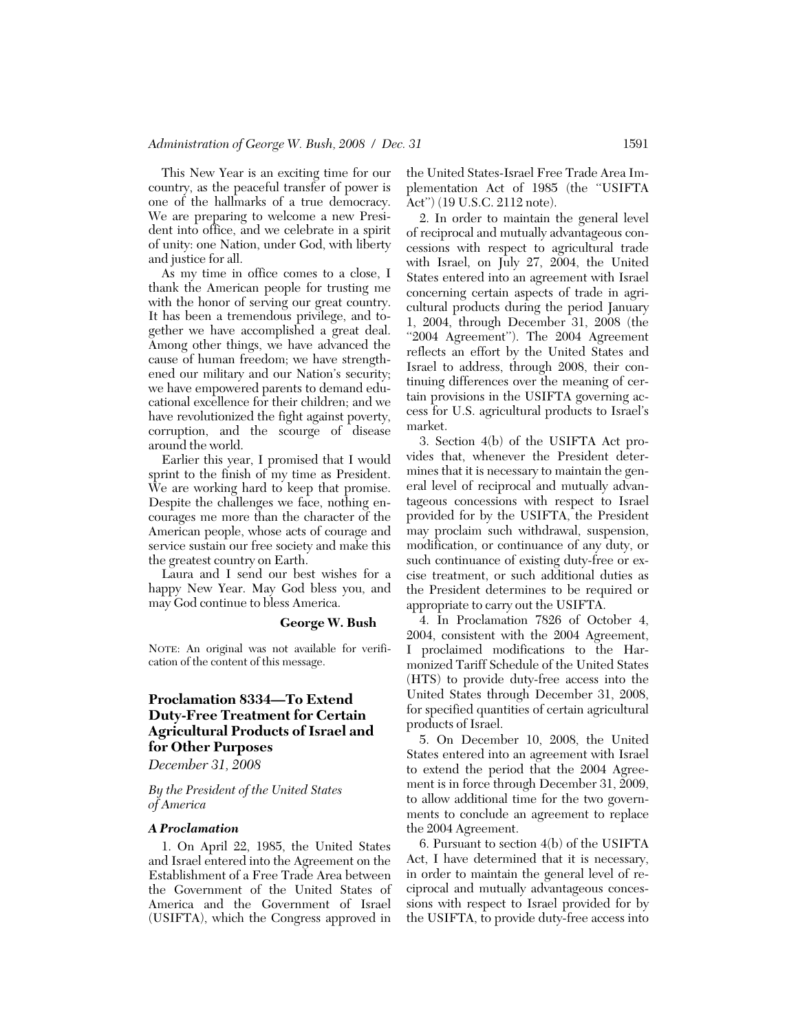This New Year is an exciting time for our country, as the peaceful transfer of power is one of the hallmarks of a true democracy. We are preparing to welcome a new President into office, and we celebrate in a spirit of unity: one Nation, under God, with liberty and justice for all.

As my time in office comes to a close, I thank the American people for trusting me with the honor of serving our great country. It has been a tremendous privilege, and together we have accomplished a great deal. Among other things, we have advanced the cause of human freedom; we have strengthened our military and our Nation's security; we have empowered parents to demand educational excellence for their children; and we have revolutionized the fight against poverty, corruption, and the scourge of disease around the world.

Earlier this year, I promised that I would sprint to the finish of my time as President. We are working hard to keep that promise. Despite the challenges we face, nothing encourages me more than the character of the American people, whose acts of courage and service sustain our free society and make this the greatest country on Earth.

Laura and I send our best wishes for a happy New Year. May God bless you, and may God continue to bless America.

**George W. Bush**

NOTE: An original was not available for verification of the content of this message.

## Proclamation 8334—To Extend Duty-Free Treatment for Certain Agricultural Products of Israel and for Other Purposes

*December 31, 2008*

*By the President of the United States of America*

***A Proclamation***

1. On April 22, 1985, the United States and Israel entered into the Agreement on the Establishment of a Free Trade Area between the Government of the United States of America and the Government of Israel (USIFTA), which the Congress approved in the United States-Israel Free Trade Area Implementation Act of 1985 (the "USIFTA Act") (19 U.S.C. 2112 note).

2. In order to maintain the general level of reciprocal and mutually advantageous concessions with respect to agricultural trade with Israel, on July 27, 2004, the United States entered into an agreement with Israel concerning certain aspects of trade in agricultural products during the period January 1, 2004, through December 31, 2008 (the "2004 Agreement"). The 2004 Agreement reflects an effort by the United States and Israel to address, through 2008, their continuing differences over the meaning of certain provisions in the USIFTA governing access for U.S. agricultural products to Israel's market.

3. Section 4(b) of the USIFTA Act provides that, whenever the President determines that it is necessary to maintain the general level of reciprocal and mutually advantageous concessions with respect to Israel provided for by the USIFTA, the President may proclaim such withdrawal, suspension, modification, or continuance of any duty, or such continuance of existing duty-free or excise treatment, or such additional duties as the President determines to be required or appropriate to carry out the USIFTA.

4. In Proclamation 7826 of October 4, 2004, consistent with the 2004 Agreement, I proclaimed modifications to the Harmonized Tariff Schedule of the United States (HTS) to provide duty-free access into the United States through December 31, 2008, for specified quantities of certain agricultural products of Israel.

5. On December 10, 2008, the United States entered into an agreement with Israel to extend the period that the 2004 Agreement is in force through December 31, 2009, to allow additional time for the two governments to conclude an agreement to replace the 2004 Agreement.

6. Pursuant to section 4(b) of the USIFTA Act, I have determined that it is necessary, in order to maintain the general level of reciprocal and mutually advantageous concessions with respect to Israel provided for by the USIFTA, to provide duty-free access into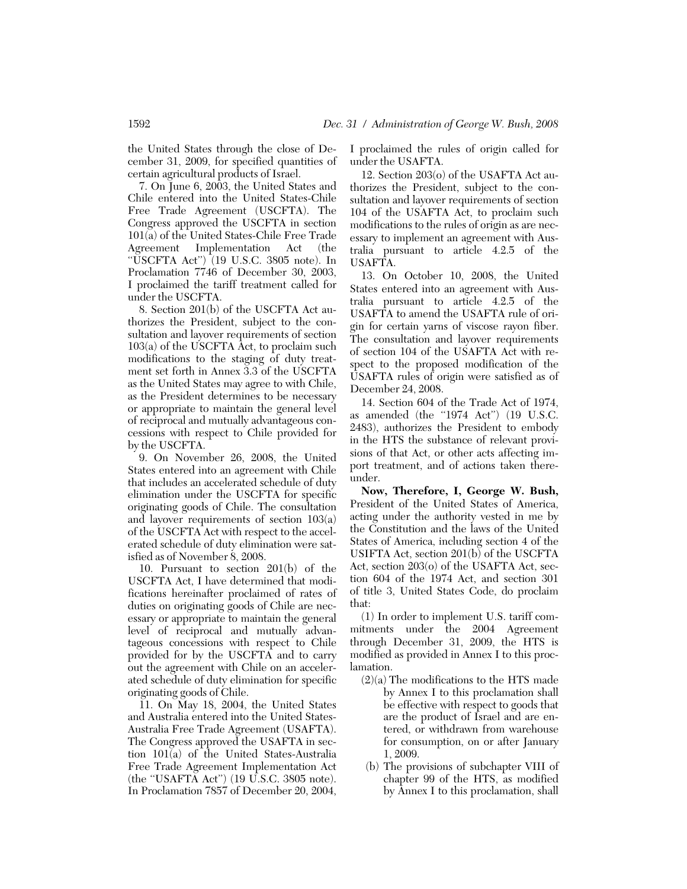the United States through the close of December 31, 2009, for specified quantities of certain agricultural products of Israel.

7. On June 6, 2003, the United States and Chile entered into the United States-Chile Free Trade Agreement (USCFTA). The Congress approved the USCFTA in section 101(a) of the United States-Chile Free Trade Agreement Implementation Act (the "USCFTA Act") (19 U.S.C. 3805 note). In Proclamation 7746 of December 30, 2003, I proclaimed the tariff treatment called for under the USCFTA.

8. Section 201(b) of the USCFTA Act authorizes the President, subject to the consultation and layover requirements of section 103(a) of the USCFTA Act, to proclaim such modifications to the staging of duty treatment set forth in Annex 3.3 of the USCFTA as the United States may agree to with Chile, as the President determines to be necessary or appropriate to maintain the general level of reciprocal and mutually advantageous concessions with respect to Chile provided for by the USCFTA.

9. On November 26, 2008, the United States entered into an agreement with Chile that includes an accelerated schedule of duty elimination under the USCFTA for specific originating goods of Chile. The consultation and layover requirements of section 103(a) of the USCFTA Act with respect to the accelerated schedule of duty elimination were satisfied as of November 8, 2008.

10. Pursuant to section 201(b) of the USCFTA Act, I have determined that modifications hereinafter proclaimed of rates of duties on originating goods of Chile are necessary or appropriate to maintain the general level of reciprocal and mutually advantageous concessions with respect to Chile provided for by the USCFTA and to carry out the agreement with Chile on an accelerated schedule of duty elimination for specific originating goods of Chile.

11. On May 18, 2004, the United States and Australia entered into the United States-Australia Free Trade Agreement (USAFTA). The Congress approved the USAFTA in section 101(a) of the United States-Australia Free Trade Agreement Implementation Act (the "USAFTA Act") (19 U.S.C. 3805 note). In Proclamation 7857 of December 20, 2004, I proclaimed the rules of origin called for under the USAFTA.

12. Section 203(o) of the USAFTA Act authorizes the President, subject to the consultation and layover requirements of section 104 of the USAFTA Act, to proclaim such modifications to the rules of origin as are necessary to implement an agreement with Australia pursuant to article 4.2.5 of the USAFTA.

13. On October 10, 2008, the United States entered into an agreement with Australia pursuant to article 4.2.5 of the USAFTA to amend the USAFTA rule of origin for certain yarns of viscose rayon fiber. The consultation and layover requirements of section 104 of the USAFTA Act with respect to the proposed modification of the USAFTA rules of origin were satisfied as of December 24, 2008.

14. Section 604 of the Trade Act of 1974, as amended (the "1974 Act") (19 U.S.C. 2483), authorizes the President to embody in the HTS the substance of relevant provisions of that Act, or other acts affecting import treatment, and of actions taken thereunder.

**Now, Therefore, I, George W. Bush,** President of the United States of America, acting under the authority vested in me by the Constitution and the laws of the United States of America, including section 4 of the USIFTA Act, section 201(b) of the USCFTA Act, section 203(o) of the USAFTA Act, section 604 of the 1974 Act, and section 301 of title 3, United States Code, do proclaim that:

(1) In order to implement U.S. tariff commitments under the 2004 Agreement through December 31, 2009, the HTS is modified as provided in Annex I to this proclamation.

(2)(a) The modifications to the HTS made by Annex I to this proclamation shall be effective with respect to goods that are the product of Israel and are entered, or withdrawn from warehouse for consumption, on or after January 1, 2009.

(b) The provisions of subchapter VIII of chapter 99 of the HTS, as modified by Annex I to this proclamation, shall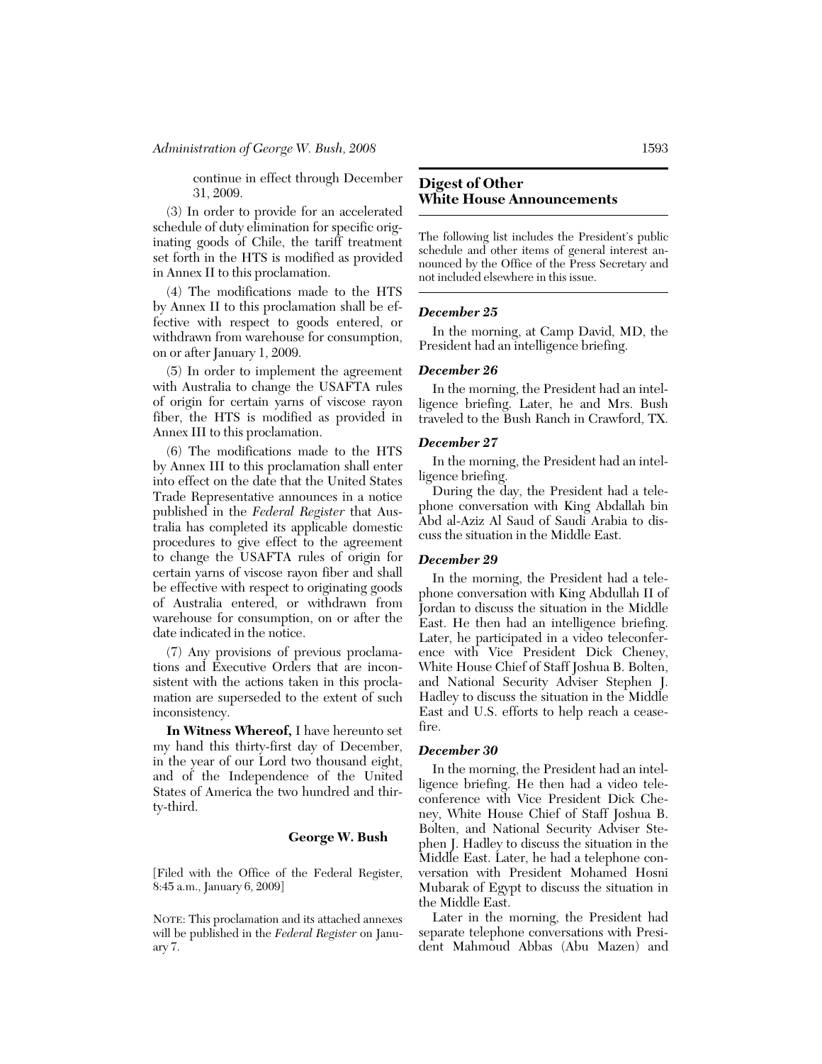continue in effect through December 31, 2009.

(3) In order to provide for an accelerated schedule of duty elimination for specific originating goods of Chile, the tariff treatment set forth in the HTS is modified as provided in Annex II to this proclamation.

(4) The modifications made to the HTS by Annex II to this proclamation shall be effective with respect to goods entered, or withdrawn from warehouse for consumption, on or after January 1, 2009.

(5) In order to implement the agreement with Australia to change the USAFTA rules of origin for certain yarns of viscose rayon fiber, the HTS is modified as provided in Annex III to this proclamation.

(6) The modifications made to the HTS by Annex III to this proclamation shall enter into effect on the date that the United States Trade Representative announces in a notice published in the *Federal Register* that Australia has completed its applicable domestic procedures to give effect to the agreement to change the USAFTA rules of origin for certain yarns of viscose rayon fiber and shall be effective with respect to originating goods of Australia entered, or withdrawn from warehouse for consumption, on or after the date indicated in the notice.

(7) Any provisions of previous proclamations and Executive Orders that are inconsistent with the actions taken in this proclamation are superseded to the extent of such inconsistency.

**In Witness Whereof,** I have hereunto set my hand this thirty-first day of December, in the year of our Lord two thousand eight, and of the Independence of the United States of America the two hundred and thirty-third.

**George W. Bush**

[Filed with the Office of the Federal Register, 8:45 a.m., January 6, 2009]

NOTE: This proclamation and its attached annexes will be published in the *Federal Register* on January 7.

## Digest of Other White House Announcements

The following list includes the President's public schedule and other items of general interest announced by the Office of the Press Secretary and not included elsewhere in this issue.

### *December 25*

In the morning, at Camp David, MD, the President had an intelligence briefing.

### *December 26*

In the morning, the President had an intelligence briefing. Later, he and Mrs. Bush traveled to the Bush Ranch in Crawford, TX.

### *December 27*

In the morning, the President had an intelligence briefing.

During the day, the President had a telephone conversation with King Abdallah bin Abd al-Aziz Al Saud of Saudi Arabia to discuss the situation in the Middle East.

### *December 29*

In the morning, the President had a telephone conversation with King Abdullah II of Jordan to discuss the situation in the Middle East. He then had an intelligence briefing. Later, he participated in a video teleconference with Vice President Dick Cheney, White House Chief of Staff Joshua B. Bolten, and National Security Adviser Stephen J. Hadley to discuss the situation in the Middle East and U.S. efforts to help reach a ceasefire.

### *December 30*

In the morning, the President had an intelligence briefing. He then had a video teleconference with Vice President Dick Cheney, White House Chief of Staff Joshua B. Bolten, and National Security Adviser Stephen J. Hadley to discuss the situation in the Middle East. Later, he had a telephone conversation with President Mohamed Hosni Mubarak of Egypt to discuss the situation in the Middle East.

Later in the morning, the President had separate telephone conversations with President Mahmoud Abbas (Abu Mazen) and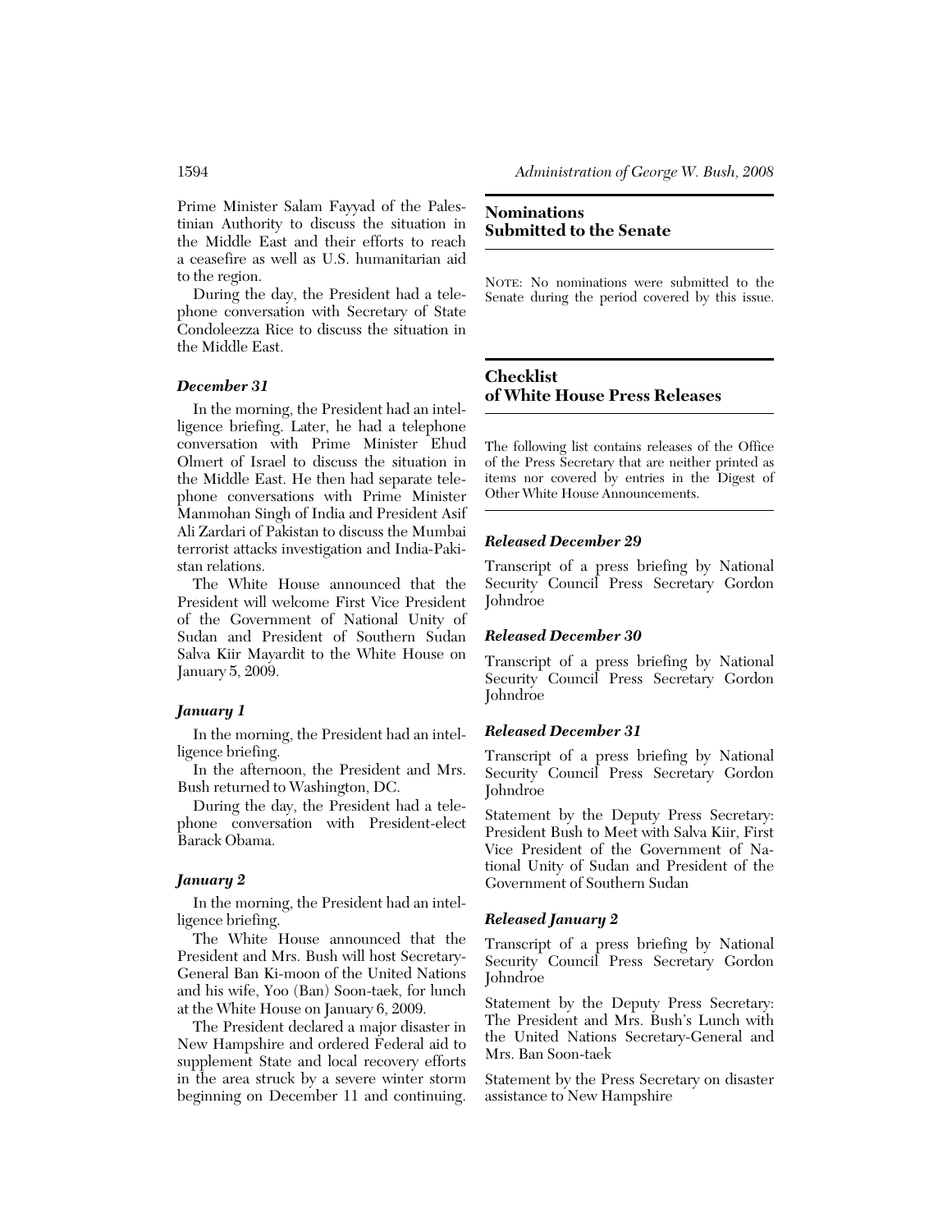Prime Minister Salam Fayyad of the Palestinian Authority to discuss the situation in the Middle East and their efforts to reach a ceasefire as well as U.S. humanitarian aid to the region.

During the day, the President had a telephone conversation with Secretary of State Condoleezza Rice to discuss the situation in the Middle East.

### *December 31*

In the morning, the President had an intelligence briefing. Later, he had a telephone conversation with Prime Minister Ehud Olmert of Israel to discuss the situation in the Middle East. He then had separate telephone conversations with Prime Minister Manmohan Singh of India and President Asif Ali Zardari of Pakistan to discuss the Mumbai terrorist attacks investigation and India-Pakistan relations.

The White House announced that the President will welcome First Vice President of the Government of National Unity of Sudan and President of Southern Sudan Salva Kiir Mayardit to the White House on January 5, 2009.

### *January 1*

In the morning, the President had an intelligence briefing.

In the afternoon, the President and Mrs. Bush returned to Washington, DC.

During the day, the President had a telephone conversation with President-elect Barack Obama.

### *January 2*

In the morning, the President had an intelligence briefing.

The White House announced that the President and Mrs. Bush will host Secretary-General Ban Ki-moon of the United Nations and his wife, Yoo (Ban) Soon-taek, for lunch at the White House on January 6, 2009.

The President declared a major disaster in New Hampshire and ordered Federal aid to supplement State and local recovery efforts in the area struck by a severe winter storm beginning on December 11 and continuing.

## Nominations Submitted to the Senate

NOTE: No nominations were submitted to the Senate during the period covered by this issue.

## Checklist of White House Press Releases

The following list contains releases of the Office of the Press Secretary that are neither printed as items nor covered by entries in the Digest of Other White House Announcements.

### *Released December 29*

Transcript of a press briefing by National Security Council Press Secretary Gordon Johndroe

### *Released December 30*

Transcript of a press briefing by National Security Council Press Secretary Gordon Johndroe

### *Released December 31*

Transcript of a press briefing by National Security Council Press Secretary Gordon Johndroe

Statement by the Deputy Press Secretary: President Bush to Meet with Salva Kiir, First Vice President of the Government of National Unity of Sudan and President of the Government of Southern Sudan

### *Released January 2*

Transcript of a press briefing by National Security Council Press Secretary Gordon Johndroe

Statement by the Deputy Press Secretary: The President and Mrs. Bush's Lunch with the United Nations Secretary-General and Mrs. Ban Soon-taek

Statement by the Press Secretary on disaster assistance to New Hampshire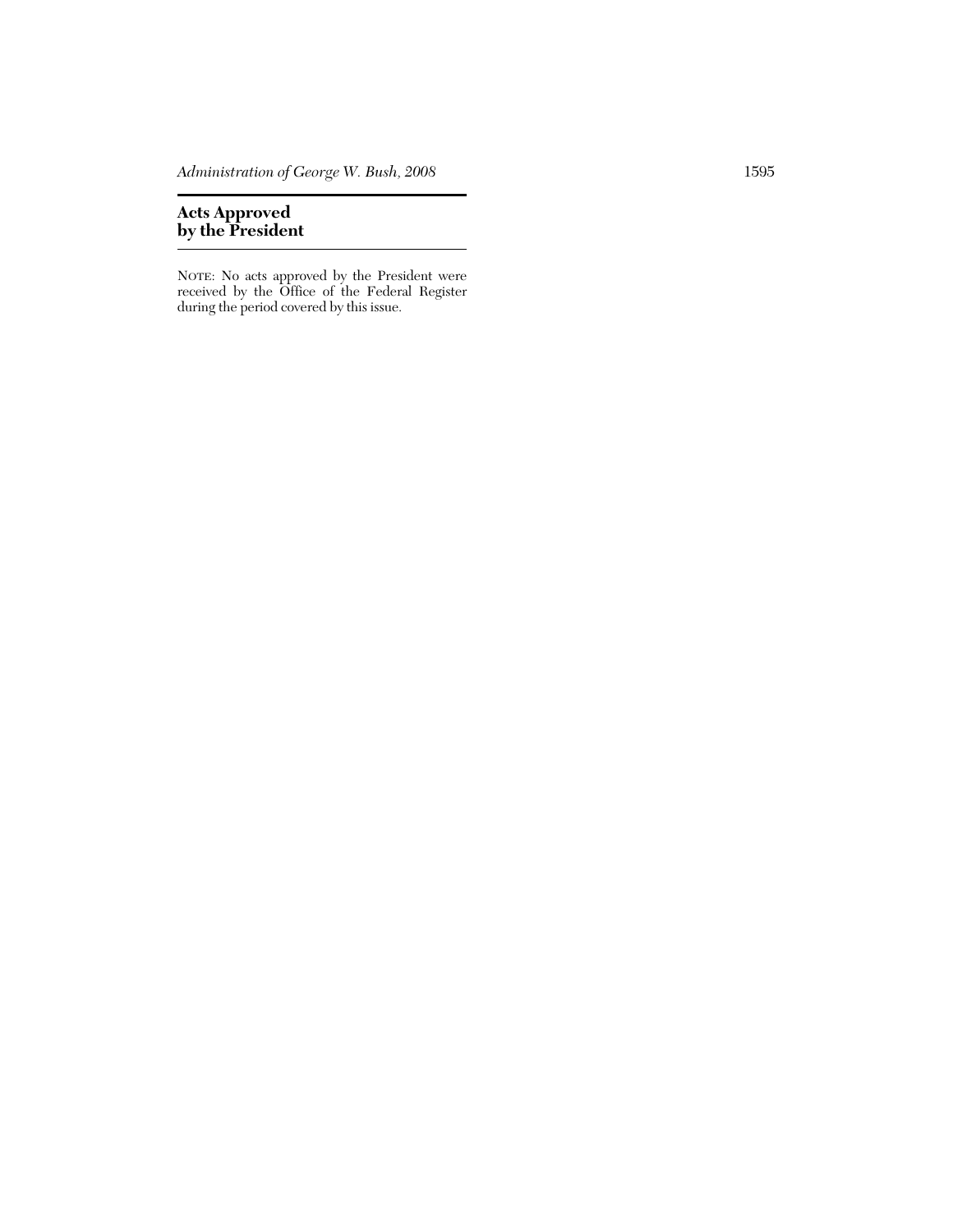## Acts Approved by the President

NOTE: No acts approved by the President were received by the Office of the Federal Register during the period covered by this issue.